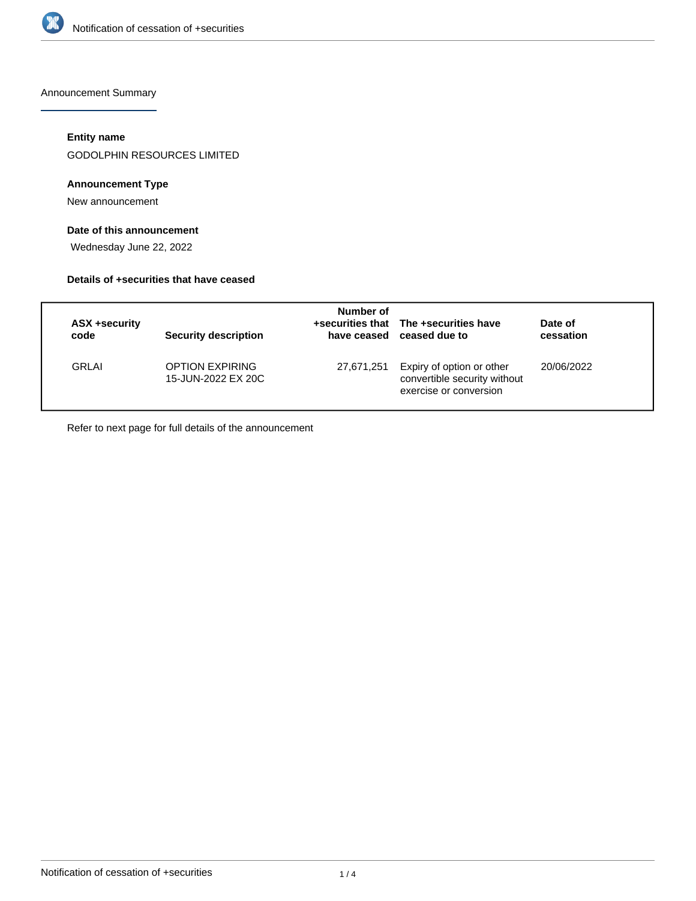# Notification of cessation of +securities

## Announcement Summary

### Entity name

GODOLPHIN RESOURCES LIMITED

### Announcement Type

New announcement

### Date of this announcement

Wednesday June 22, 2022

### Details of +securities that have ceased

| ASX +security code | Security description | Number of +securities that have ceased | The +securities have ceased due to | Date of cessation |
|---|---|---|---|---|
| GRLAI | OPTION EXPIRING 15-JUN-2022 EX 20C | 27,671,251 | Expiry of option or other convertible security without exercise or conversion | 20/06/2022 |

Refer to next page for full details of the announcement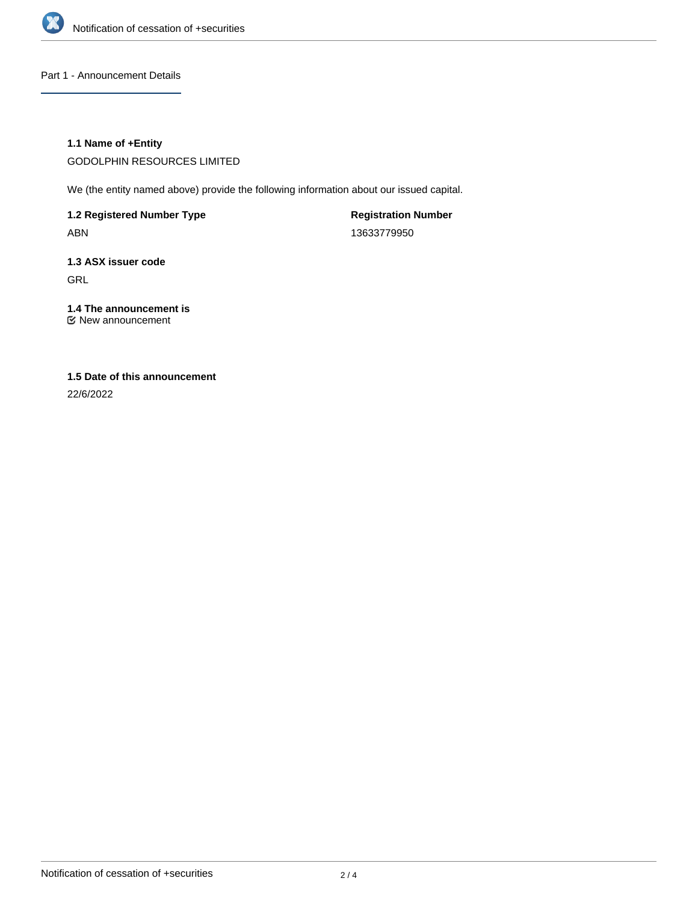## Part 1 - Announcement Details

### 1.1 Name of +Entity

GODOLPHIN RESOURCES LIMITED

We (the entity named above) provide the following information about our issued capital.

**1.2 Registered Number Type**

ABN

**Registration Number**

13633779950

**1.3 ASX issuer code**

GRL

**1.4 The announcement is**

☑ New announcement

**1.5 Date of this announcement**

22/6/2022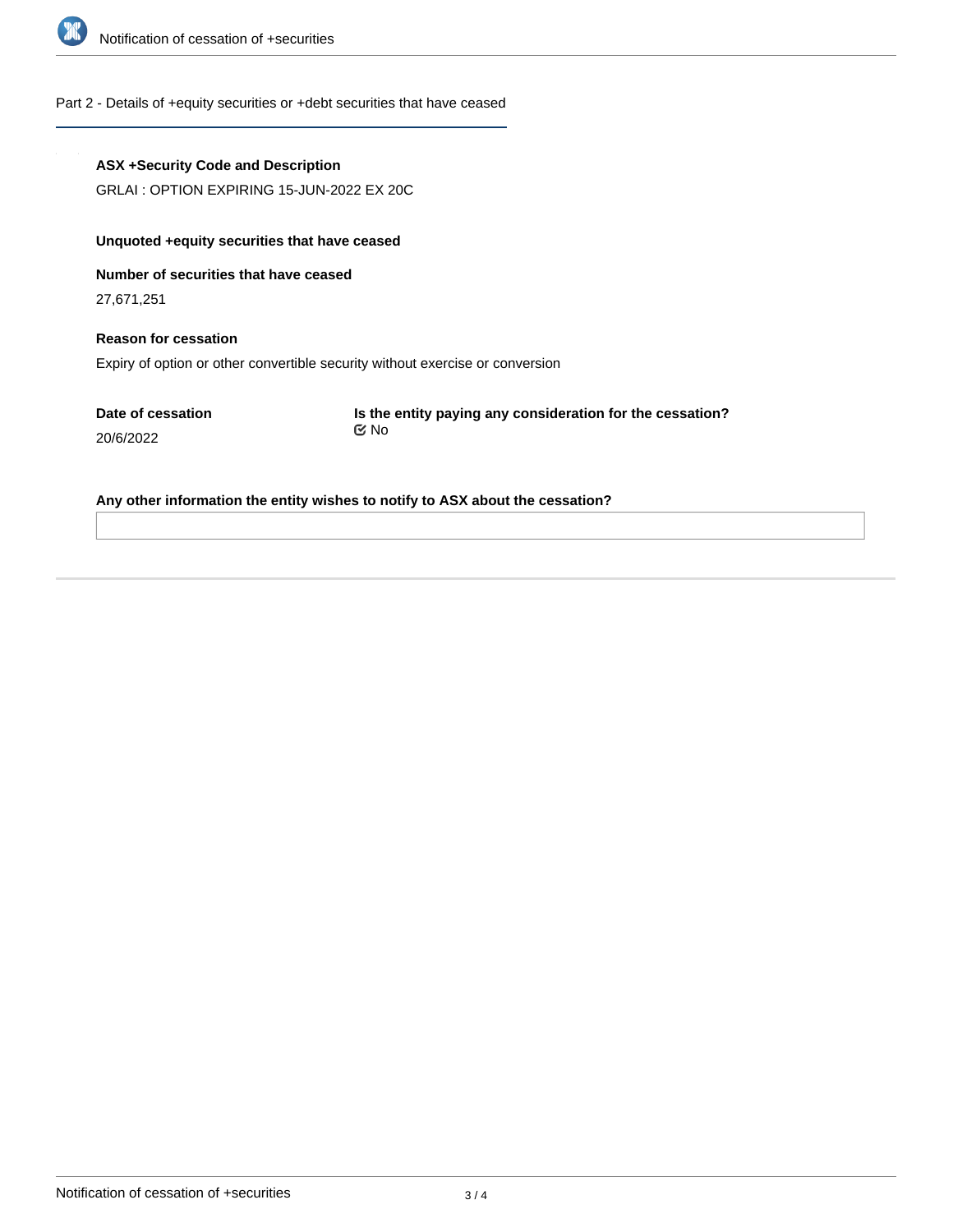## Part 2 - Details of +equity securities or +debt securities that have ceased

**ASX +Security Code and Description**

GRLAI : OPTION EXPIRING 15-JUN-2022 EX 20C

**Unquoted +equity securities that have ceased**

**Number of securities that have ceased**

27,671,251

**Reason for cessation**

Expiry of option or other convertible security without exercise or conversion

**Date of cessation**

20/6/2022

**Is the entity paying any consideration for the cessation?**

No

**Any other information the entity wishes to notify to ASX about the cessation?**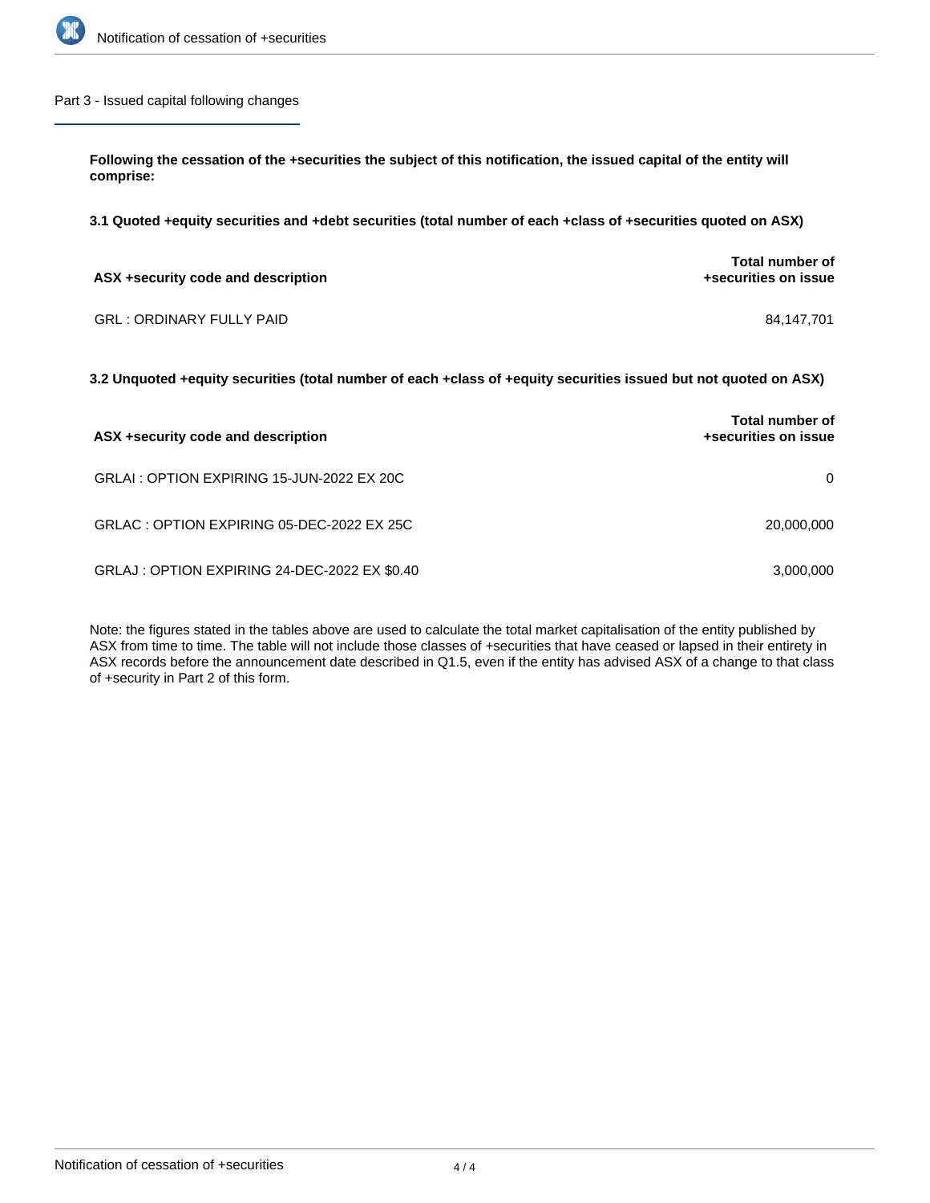## Part 3 - Issued capital following changes

**Following the cessation of the +securities the subject of this notification, the issued capital of the entity will comprise:**

**3.1 Quoted +equity securities and +debt securities (total number of each +class of +securities quoted on ASX)**

| ASX +security code and description | Total number of +securities on issue |
|---|---|
| GRL : ORDINARY FULLY PAID | 84,147,701 |

**3.2 Unquoted +equity securities (total number of each +class of +equity securities issued but not quoted on ASX)**

| ASX +security code and description | Total number of +securities on issue |
|---|---|
| GRLAI : OPTION EXPIRING 15-JUN-2022 EX 20C | 0 |
| GRLAC : OPTION EXPIRING 05-DEC-2022 EX 25C | 20,000,000 |
| GRLAJ : OPTION EXPIRING 24-DEC-2022 EX $0.40 | 3,000,000 |

Note: the figures stated in the tables above are used to calculate the total market capitalisation of the entity published by ASX from time to time. The table will not include those classes of +securities that have ceased or lapsed in their entirety in ASX records before the announcement date described in Q1.5, even if the entity has advised ASX of a change to that class of +security in Part 2 of this form.